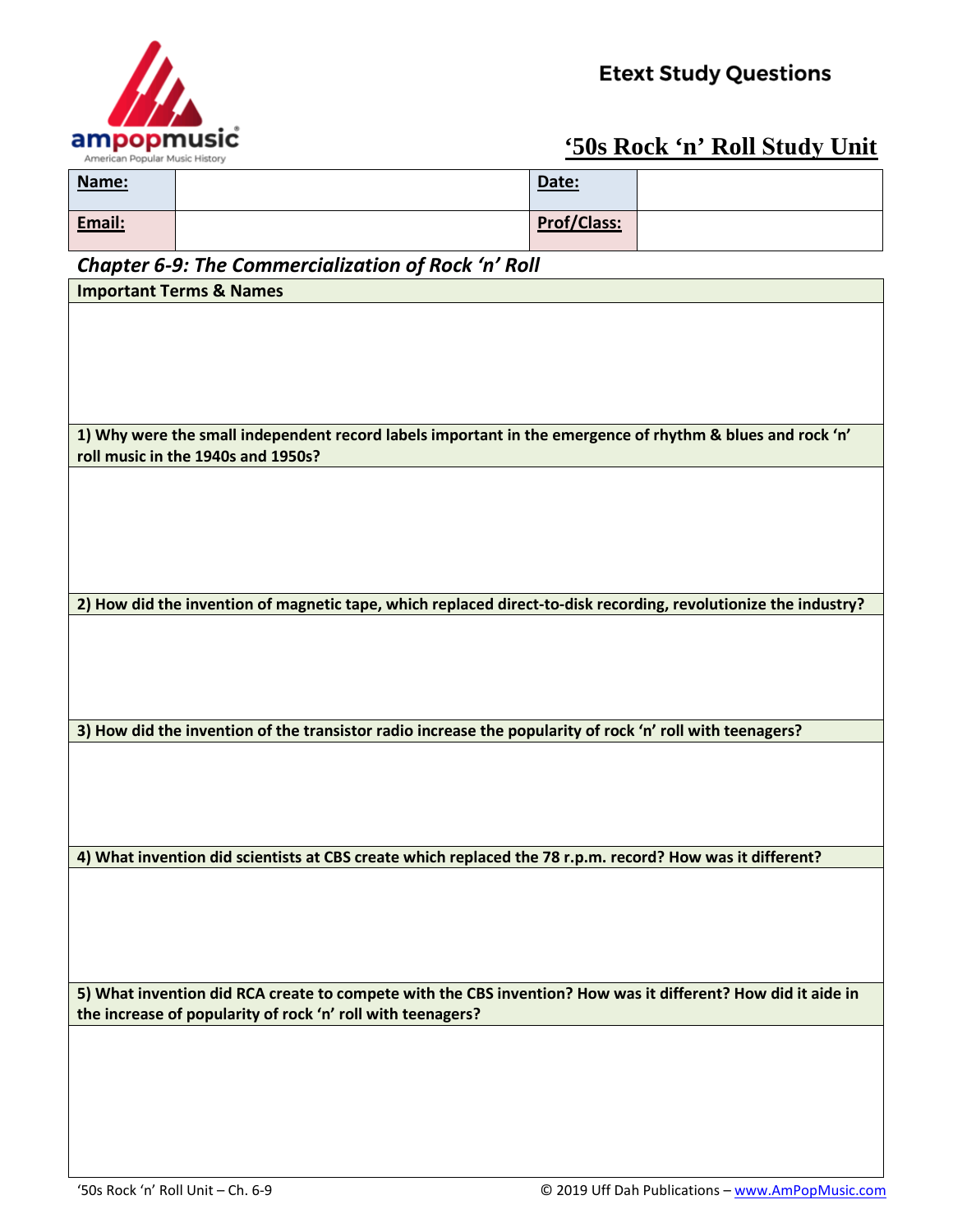ampopmusic
American Popular Music History

**Etext Study Questions**

# '50s Rock 'n' Roll Study Unit

| **Name:** | | **Date:** | |
|---|---|---|---|
| **Email:** | | **Prof/Class:** | |

## *Chapter 6-9: The Commercialization of Rock 'n' Roll*

**Important Terms & Names**

**1) Why were the small independent record labels important in the emergence of rhythm & blues and rock 'n' roll music in the 1940s and 1950s?**

**2) How did the invention of magnetic tape, which replaced direct-to-disk recording, revolutionize the industry?**

**3) How did the invention of the transistor radio increase the popularity of rock 'n' roll with teenagers?**

**4) What invention did scientists at CBS create which replaced the 78 r.p.m. record? How was it different?**

**5) What invention did RCA create to compete with the CBS invention? How was it different? How did it aide in the increase of popularity of rock 'n' roll with teenagers?**

'50s Rock 'n' Roll Unit – Ch. 6-9

© 2019 Uff Dah Publications – www.AmPopMusic.com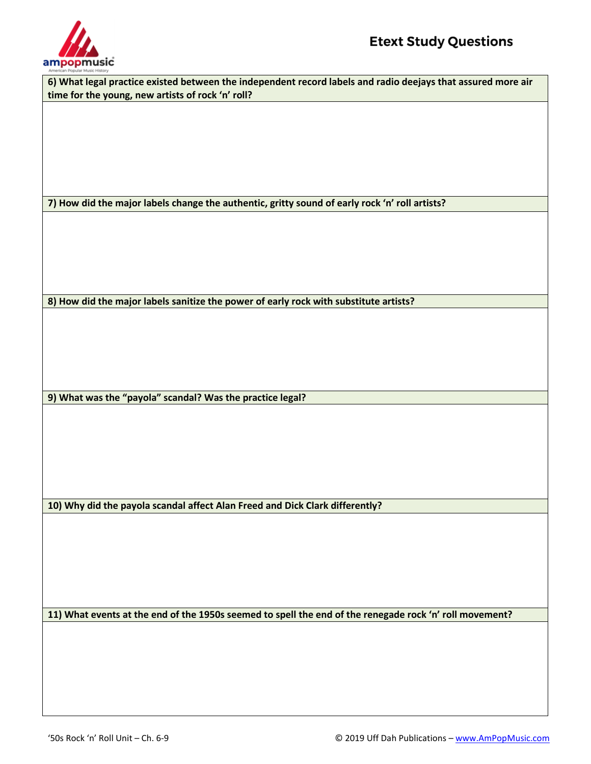6) What legal practice existed between the independent record labels and radio deejays that assured more air time for the young, new artists of rock 'n' roll?

7) How did the major labels change the authentic, gritty sound of early rock 'n' roll artists?

8) How did the major labels sanitize the power of early rock with substitute artists?

9) What was the "payola" scandal? Was the practice legal?

10) Why did the payola scandal affect Alan Freed and Dick Clark differently?

11) What events at the end of the 1950s seemed to spell the end of the renegade rock 'n' roll movement?